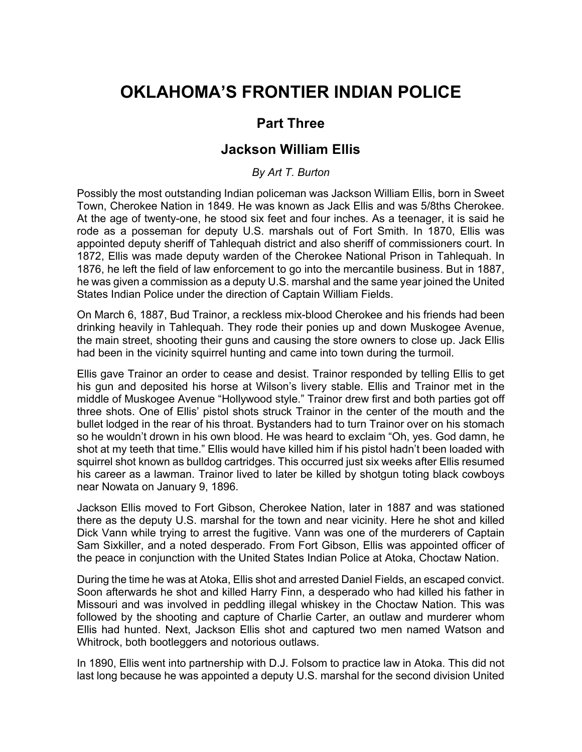# OKLAHOMA'S FRONTIER INDIAN POLICE

## Part Three

## Jackson William Ellis

*By Art T. Burton*

Possibly the most outstanding Indian policeman was Jackson William Ellis, born in Sweet Town, Cherokee Nation in 1849. He was known as Jack Ellis and was 5/8ths Cherokee. At the age of twenty-one, he stood six feet and four inches. As a teenager, it is said he rode as a posseman for deputy U.S. marshals out of Fort Smith. In 1870, Ellis was appointed deputy sheriff of Tahlequah district and also sheriff of commissioners court. In 1872, Ellis was made deputy warden of the Cherokee National Prison in Tahlequah. In 1876, he left the field of law enforcement to go into the mercantile business. But in 1887, he was given a commission as a deputy U.S. marshal and the same year joined the United States Indian Police under the direction of Captain William Fields.

On March 6, 1887, Bud Trainor, a reckless mix-blood Cherokee and his friends had been drinking heavily in Tahlequah. They rode their ponies up and down Muskogee Avenue, the main street, shooting their guns and causing the store owners to close up. Jack Ellis had been in the vicinity squirrel hunting and came into town during the turmoil.

Ellis gave Trainor an order to cease and desist. Trainor responded by telling Ellis to get his gun and deposited his horse at Wilson's livery stable. Ellis and Trainor met in the middle of Muskogee Avenue "Hollywood style." Trainor drew first and both parties got off three shots. One of Ellis' pistol shots struck Trainor in the center of the mouth and the bullet lodged in the rear of his throat. Bystanders had to turn Trainor over on his stomach so he wouldn't drown in his own blood. He was heard to exclaim "Oh, yes. God damn, he shot at my teeth that time." Ellis would have killed him if his pistol hadn't been loaded with squirrel shot known as bulldog cartridges. This occurred just six weeks after Ellis resumed his career as a lawman. Trainor lived to later be killed by shotgun toting black cowboys near Nowata on January 9, 1896.

Jackson Ellis moved to Fort Gibson, Cherokee Nation, later in 1887 and was stationed there as the deputy U.S. marshal for the town and near vicinity. Here he shot and killed Dick Vann while trying to arrest the fugitive. Vann was one of the murderers of Captain Sam Sixkiller, and a noted desperado. From Fort Gibson, Ellis was appointed officer of the peace in conjunction with the United States Indian Police at Atoka, Choctaw Nation.

During the time he was at Atoka, Ellis shot and arrested Daniel Fields, an escaped convict. Soon afterwards he shot and killed Harry Finn, a desperado who had killed his father in Missouri and was involved in peddling illegal whiskey in the Choctaw Nation. This was followed by the shooting and capture of Charlie Carter, an outlaw and murderer whom Ellis had hunted. Next, Jackson Ellis shot and captured two men named Watson and Whitrock, both bootleggers and notorious outlaws.

In 1890, Ellis went into partnership with D.J. Folsom to practice law in Atoka. This did not last long because he was appointed a deputy U.S. marshal for the second division United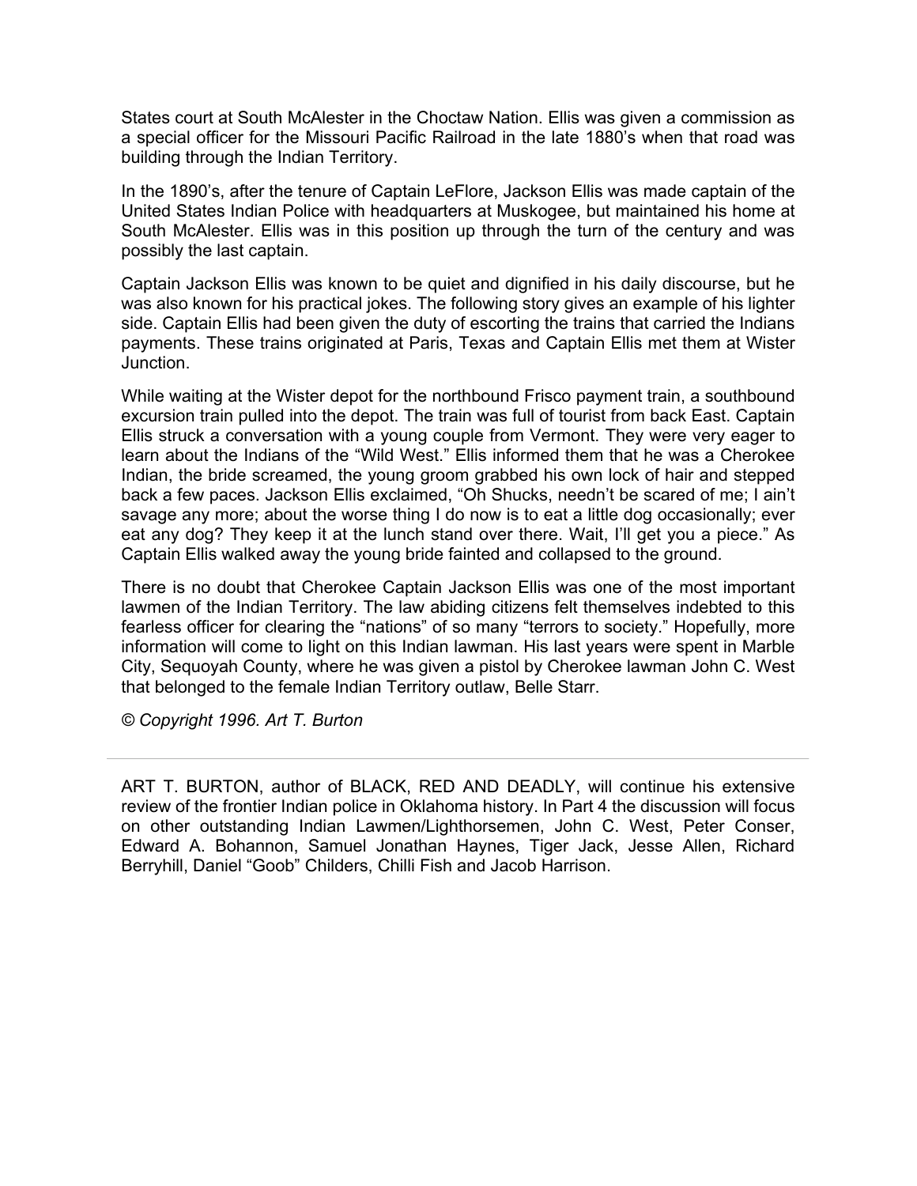States court at South McAlester in the Choctaw Nation. Ellis was given a commission as a special officer for the Missouri Pacific Railroad in the late 1880's when that road was building through the Indian Territory.

In the 1890's, after the tenure of Captain LeFlore, Jackson Ellis was made captain of the United States Indian Police with headquarters at Muskogee, but maintained his home at South McAlester. Ellis was in this position up through the turn of the century and was possibly the last captain.

Captain Jackson Ellis was known to be quiet and dignified in his daily discourse, but he was also known for his practical jokes. The following story gives an example of his lighter side. Captain Ellis had been given the duty of escorting the trains that carried the Indians payments. These trains originated at Paris, Texas and Captain Ellis met them at Wister Junction.

While waiting at the Wister depot for the northbound Frisco payment train, a southbound excursion train pulled into the depot. The train was full of tourist from back East. Captain Ellis struck a conversation with a young couple from Vermont. They were very eager to learn about the Indians of the "Wild West." Ellis informed them that he was a Cherokee Indian, the bride screamed, the young groom grabbed his own lock of hair and stepped back a few paces. Jackson Ellis exclaimed, "Oh Shucks, needn't be scared of me; I ain't savage any more; about the worse thing I do now is to eat a little dog occasionally; ever eat any dog? They keep it at the lunch stand over there. Wait, I'll get you a piece." As Captain Ellis walked away the young bride fainted and collapsed to the ground.

There is no doubt that Cherokee Captain Jackson Ellis was one of the most important lawmen of the Indian Territory. The law abiding citizens felt themselves indebted to this fearless officer for clearing the "nations" of so many "terrors to society." Hopefully, more information will come to light on this Indian lawman. His last years were spent in Marble City, Sequoyah County, where he was given a pistol by Cherokee lawman John C. West that belonged to the female Indian Territory outlaw, Belle Starr.

*© Copyright 1996. Art T. Burton*

---

ART T. BURTON, author of BLACK, RED AND DEADLY, will continue his extensive review of the frontier Indian police in Oklahoma history. In Part 4 the discussion will focus on other outstanding Indian Lawmen/Lighthorsemen, John C. West, Peter Conser, Edward A. Bohannon, Samuel Jonathan Haynes, Tiger Jack, Jesse Allen, Richard Berryhill, Daniel "Goob" Childers, Chilli Fish and Jacob Harrison.